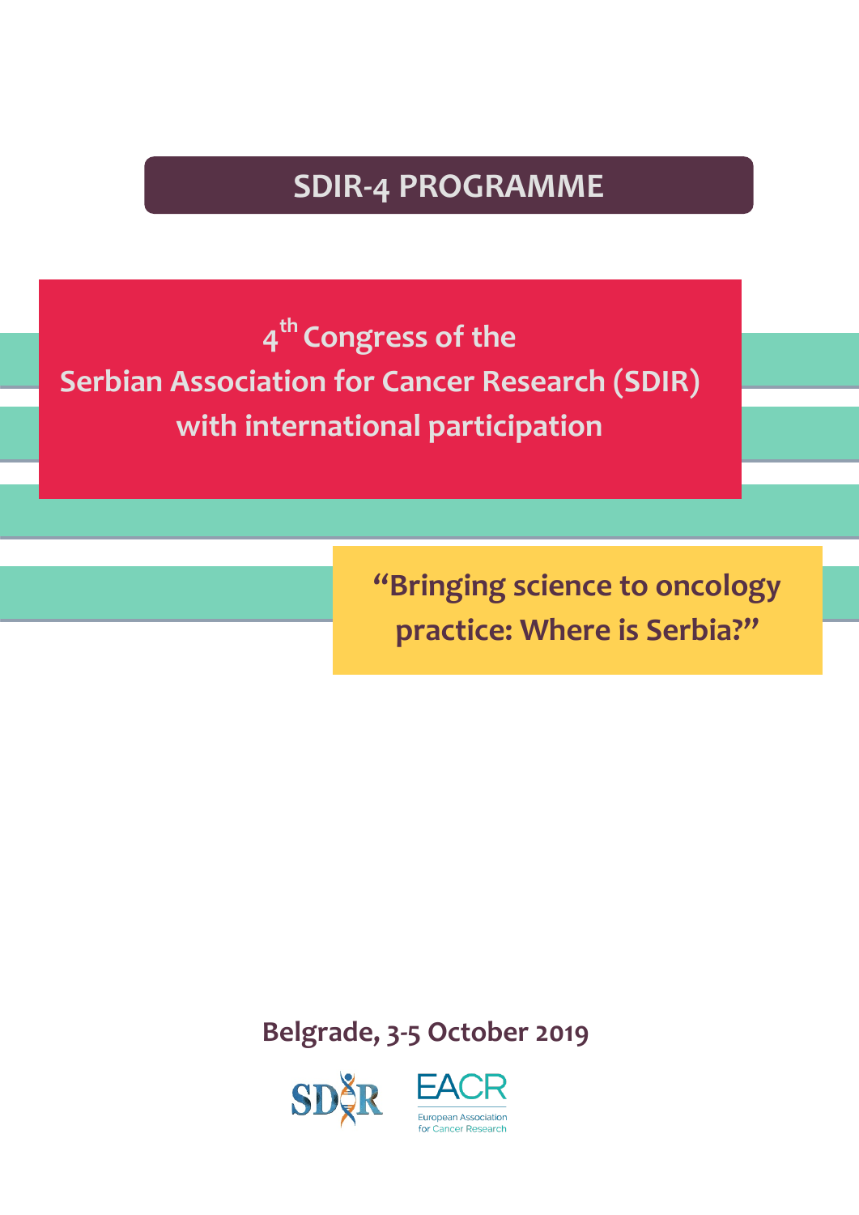# SDIR-4 PROGRAMME

## 4th Congress of the Serbian Association for Cancer Research (SDIR) with international participation

**"Bringing science to oncology practice: Where is Serbia?"**

**Belgrade, 3-5 October 2019**

SDIR

EACR European Association for Cancer Research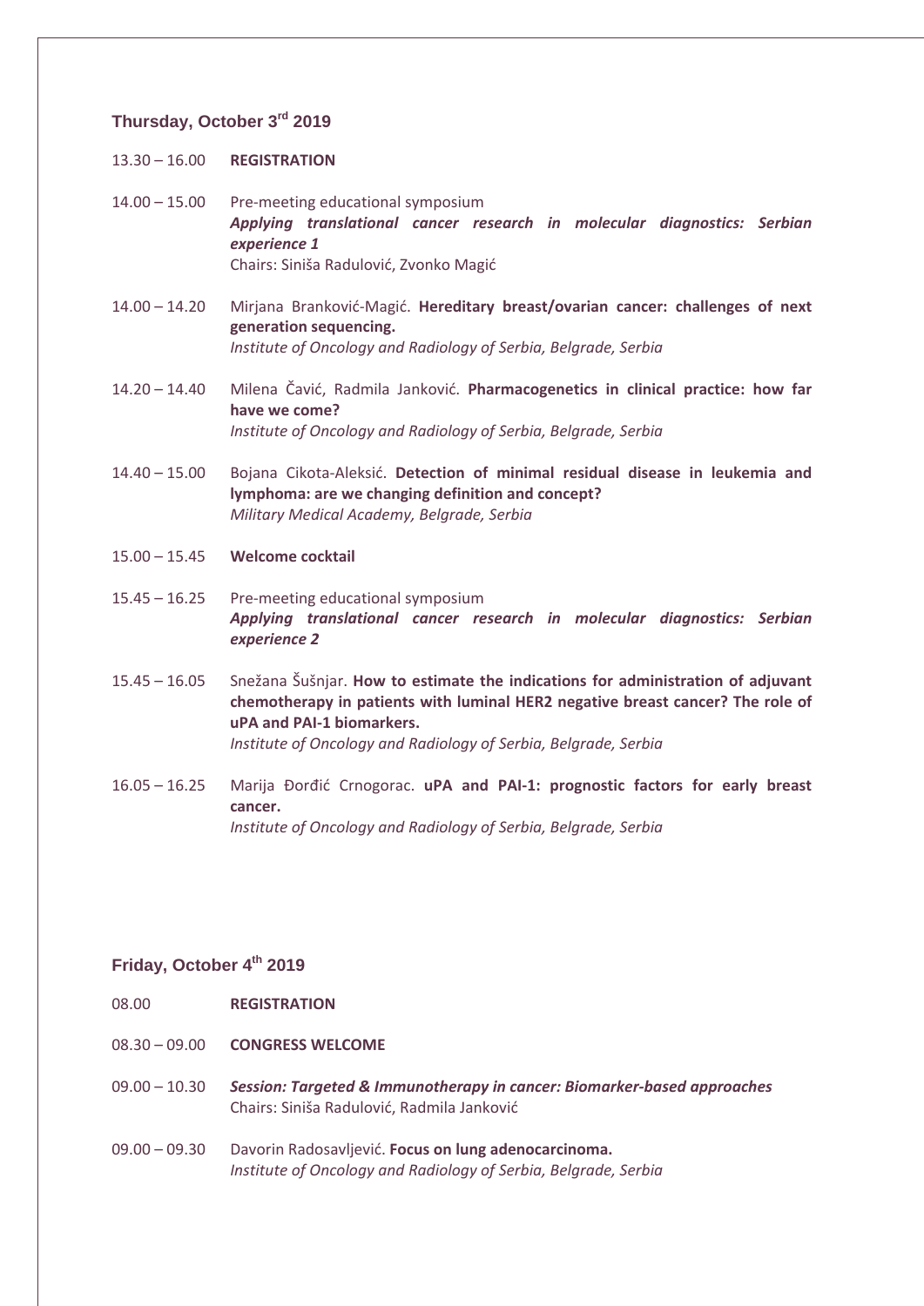## Thursday, October 3rd 2019

13.30 – 16.00 **REGISTRATION**

14.00 – 15.00 Pre-meeting educational symposium
***Applying translational cancer research in molecular diagnostics: Serbian experience 1***
Chairs: Siniša Radulović, Zvonko Magić

14.00 – 14.20 Mirjana Branković-Magić. **Hereditary breast/ovarian cancer: challenges of next generation sequencing.**
*Institute of Oncology and Radiology of Serbia, Belgrade, Serbia*

14.20 – 14.40 Milena Čavić, Radmila Janković. **Pharmacogenetics in clinical practice: how far have we come?**
*Institute of Oncology and Radiology of Serbia, Belgrade, Serbia*

14.40 – 15.00 Bojana Cikota-Aleksić. **Detection of minimal residual disease in leukemia and lymphoma: are we changing definition and concept?**
*Military Medical Academy, Belgrade, Serbia*

15.00 – 15.45 **Welcome cocktail**

15.45 – 16.25 Pre-meeting educational symposium
***Applying translational cancer research in molecular diagnostics: Serbian experience 2***

15.45 – 16.05 Snežana Šušnjar. **How to estimate the indications for administration of adjuvant chemotherapy in patients with luminal HER2 negative breast cancer? The role of uPA and PAI-1 biomarkers.**
*Institute of Oncology and Radiology of Serbia, Belgrade, Serbia*

16.05 – 16.25 Marija Đorđić Crnogorac. **uPA and PAI-1: prognostic factors for early breast cancer.**
*Institute of Oncology and Radiology of Serbia, Belgrade, Serbia*

## Friday, October 4th 2019

08.00 **REGISTRATION**

08.30 – 09.00 **CONGRESS WELCOME**

09.00 – 10.30 ***Session: Targeted & Immunotherapy in cancer: Biomarker-based approaches***
Chairs: Siniša Radulović, Radmila Janković

09.00 – 09.30 Davorin Radosavljević. **Focus on lung adenocarcinoma.**
*Institute of Oncology and Radiology of Serbia, Belgrade, Serbia*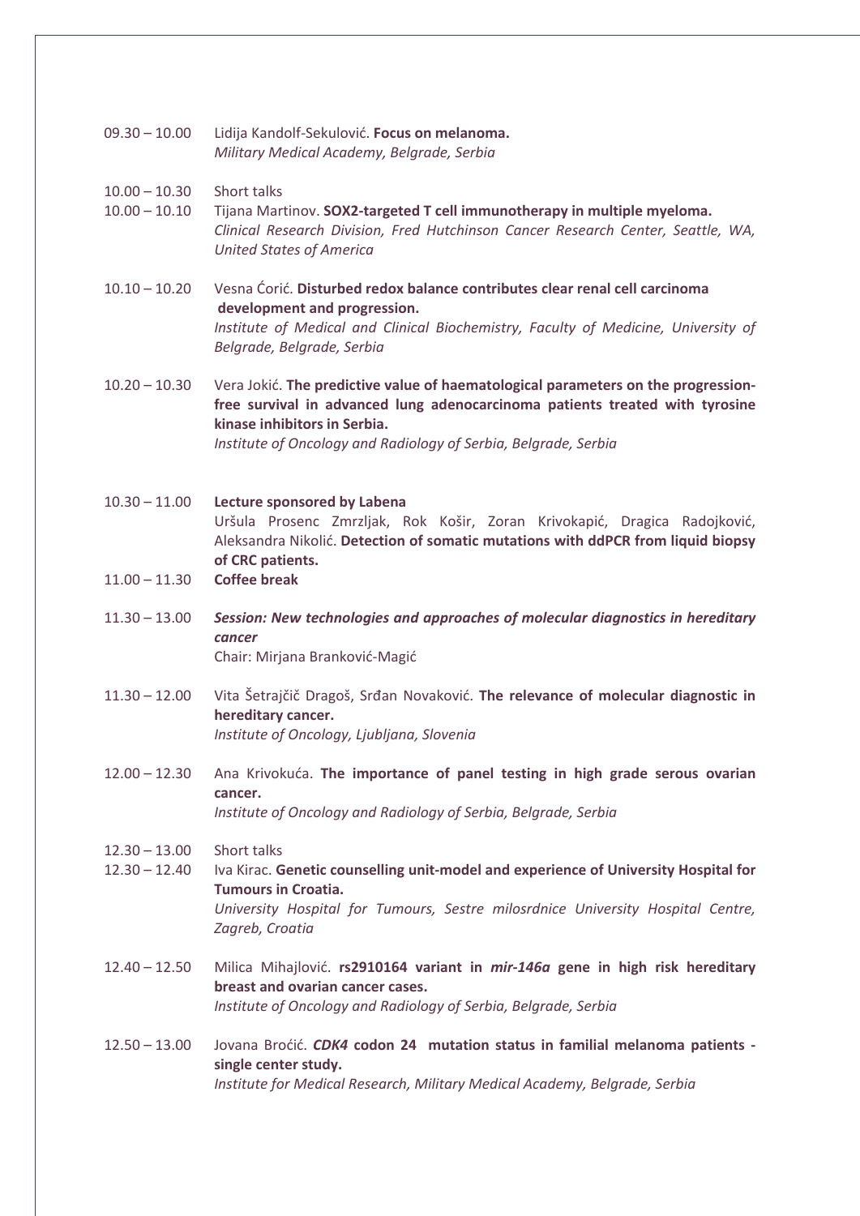09.30 – 10.00 Lidija Kandolf-Sekulović. **Focus on melanoma.**
*Military Medical Academy, Belgrade, Serbia*

10.00 – 10.30 Short talks

10.00 – 10.10 Tijana Martinov. **SOX2-targeted T cell immunotherapy in multiple myeloma.**
*Clinical Research Division, Fred Hutchinson Cancer Research Center, Seattle, WA, United States of America*

10.10 – 10.20 Vesna Ćorić. **Disturbed redox balance contributes clear renal cell carcinoma development and progression.**
*Institute of Medical and Clinical Biochemistry, Faculty of Medicine, University of Belgrade, Belgrade, Serbia*

10.20 – 10.30 Vera Jokić. **The predictive value of haematological parameters on the progression-free survival in advanced lung adenocarcinoma patients treated with tyrosine kinase inhibitors in Serbia.**
*Institute of Oncology and Radiology of Serbia, Belgrade, Serbia*

10.30 – 11.00 **Lecture sponsored by Labena**
Uršula Prosenc Zmrzljak, Rok Košir, Zoran Krivokapić, Dragica Radojković, Aleksandra Nikolić. **Detection of somatic mutations with ddPCR from liquid biopsy of CRC patients.**

11.00 – 11.30 **Coffee break**

11.30 – 13.00 ***Session: New technologies and approaches of molecular diagnostics in hereditary cancer***
Chair: Mirjana Branković-Magić

11.30 – 12.00 Vita Šetrajčič Dragoš, Srđan Novaković. **The relevance of molecular diagnostic in hereditary cancer.**
*Institute of Oncology, Ljubljana, Slovenia*

12.00 – 12.30 Ana Krivokuća. **The importance of panel testing in high grade serous ovarian cancer.**
*Institute of Oncology and Radiology of Serbia, Belgrade, Serbia*

12.30 – 13.00 Short talks

12.30 – 12.40 Iva Kirac. **Genetic counselling unit-model and experience of University Hospital for Tumours in Croatia.**
*University Hospital for Tumours, Sestre milosrdnice University Hospital Centre, Zagreb, Croatia*

12.40 – 12.50 Milica Mihajlović. **rs2910164 variant in *mir-146a* gene in high risk hereditary breast and ovarian cancer cases.**
*Institute of Oncology and Radiology of Serbia, Belgrade, Serbia*

12.50 – 13.00 Jovana Broćić. ***CDK4* codon 24 mutation status in familial melanoma patients - single center study.**
*Institute for Medical Research, Military Medical Academy, Belgrade, Serbia*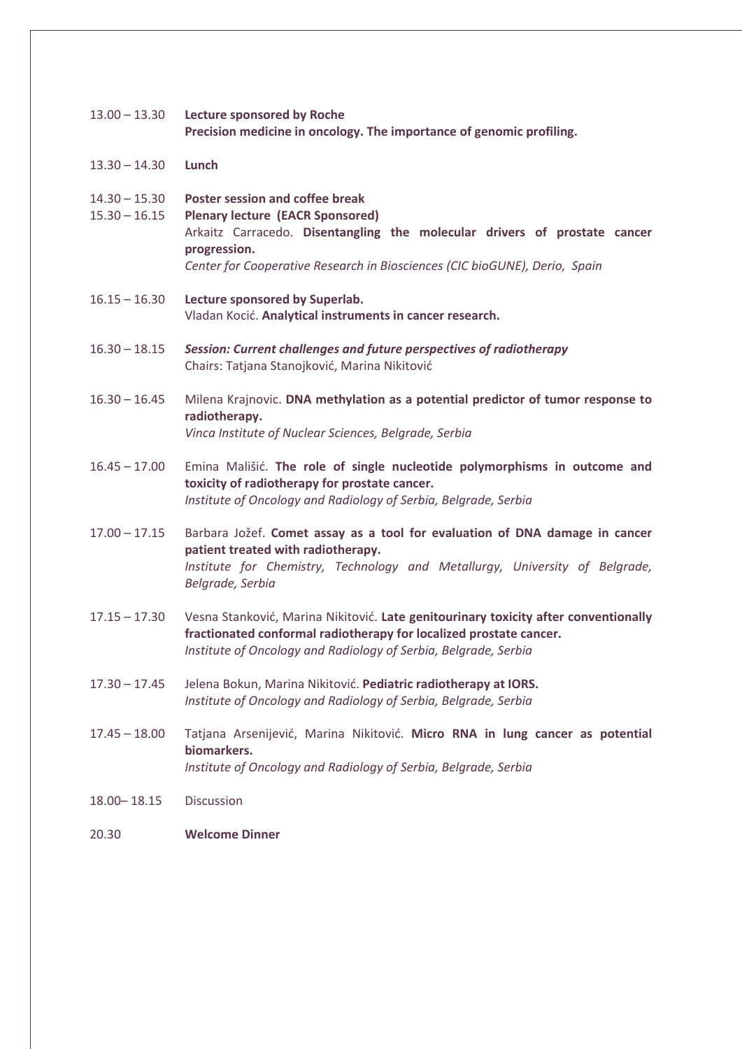13.00 – 13.30 **Lecture sponsored by Roche**
**Precision medicine in oncology. The importance of genomic profiling.**

13.30 – 14.30 **Lunch**

14.30 – 15.30 **Poster session and coffee break**

15.30 – 16.15 **Plenary lecture (EACR Sponsored)**
Arkaitz Carracedo. **Disentangling the molecular drivers of prostate cancer progression.**
*Center for Cooperative Research in Biosciences (CIC bioGUNE), Derio, Spain*

16.15 – 16.30 **Lecture sponsored by Superlab.**
Vladan Kocić. **Analytical instruments in cancer research.**

16.30 – 18.15 ***Session: Current challenges and future perspectives of radiotherapy***
Chairs: Tatjana Stanojković, Marina Nikitović

16.30 – 16.45 Milena Krajnovic. **DNA methylation as a potential predictor of tumor response to radiotherapy.**
*Vinca Institute of Nuclear Sciences, Belgrade, Serbia*

16.45 – 17.00 Emina Mališić. **The role of single nucleotide polymorphisms in outcome and toxicity of radiotherapy for prostate cancer.**
*Institute of Oncology and Radiology of Serbia, Belgrade, Serbia*

17.00 – 17.15 Barbara Jožef. **Comet assay as a tool for evaluation of DNA damage in cancer patient treated with radiotherapy.**
*Institute for Chemistry, Technology and Metallurgy, University of Belgrade, Belgrade, Serbia*

17.15 – 17.30 Vesna Stanković, Marina Nikitović. **Late genitourinary toxicity after conventionally fractionated conformal radiotherapy for localized prostate cancer.**
*Institute of Oncology and Radiology of Serbia, Belgrade, Serbia*

17.30 – 17.45 Jelena Bokun, Marina Nikitović. **Pediatric radiotherapy at IORS.**
*Institute of Oncology and Radiology of Serbia, Belgrade, Serbia*

17.45 – 18.00 Tatjana Arsenijević, Marina Nikitović. **Micro RNA in lung cancer as potential biomarkers.**
*Institute of Oncology and Radiology of Serbia, Belgrade, Serbia*

18.00– 18.15 Discussion

20.30 **Welcome Dinner**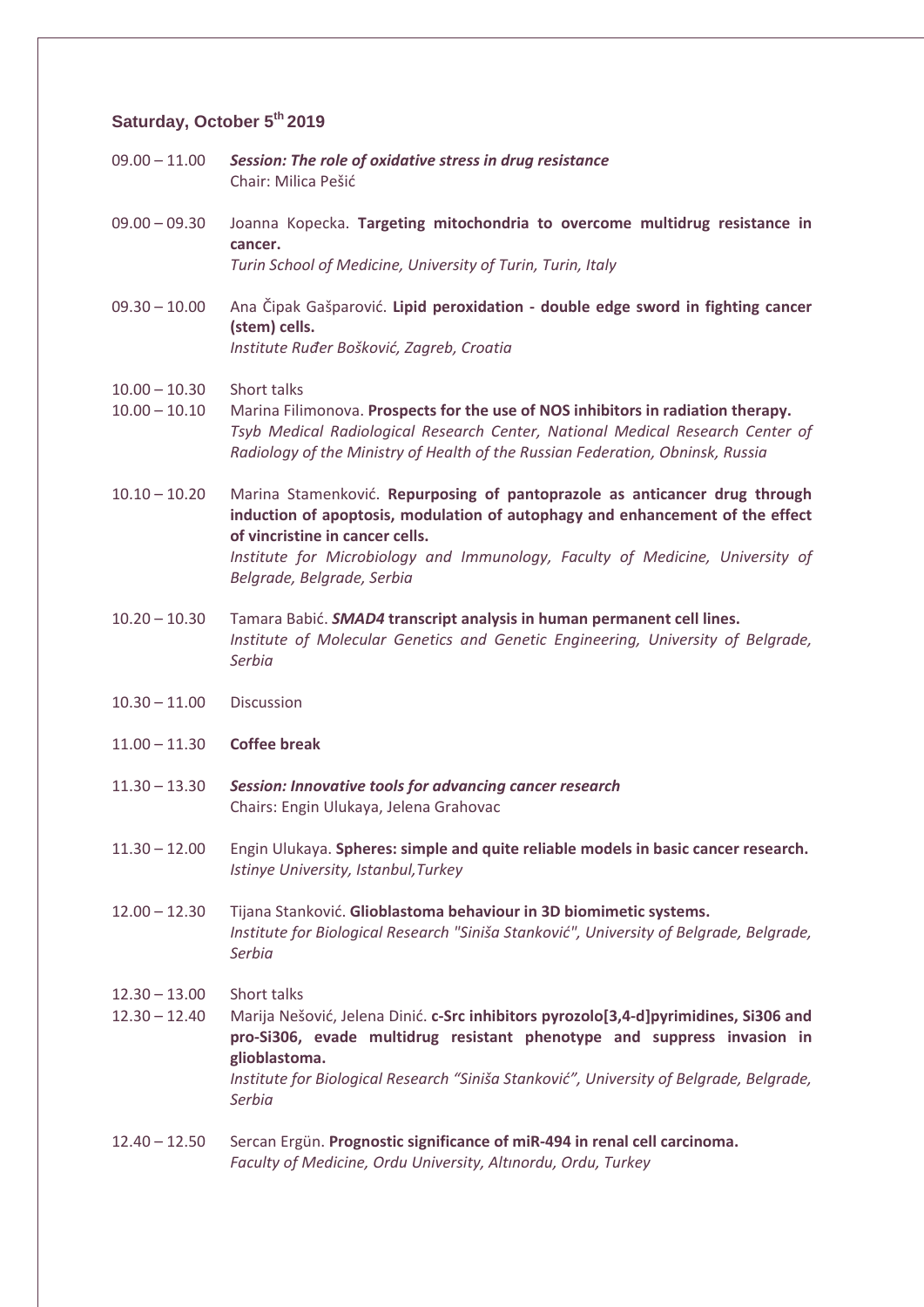## Saturday, October 5th 2019

09.00 – 11.00 ***Session: The role of oxidative stress in drug resistance***
Chair: Milica Pešić

09.00 – 09.30 Joanna Kopecka. **Targeting mitochondria to overcome multidrug resistance in cancer.**
*Turin School of Medicine, University of Turin, Turin, Italy*

09.30 – 10.00 Ana Čipak Gašparović. **Lipid peroxidation - double edge sword in fighting cancer (stem) cells.**
*Institute Ruđer Bošković, Zagreb, Croatia*

10.00 – 10.30 Short talks

10.00 – 10.10 Marina Filimonova. **Prospects for the use of NOS inhibitors in radiation therapy.**
*Tsyb Medical Radiological Research Center, National Medical Research Center of Radiology of the Ministry of Health of the Russian Federation, Obninsk, Russia*

10.10 – 10.20 Marina Stamenković. **Repurposing of pantoprazole as anticancer drug through induction of apoptosis, modulation of autophagy and enhancement of the effect of vincristine in cancer cells.**
*Institute for Microbiology and Immunology, Faculty of Medicine, University of Belgrade, Belgrade, Serbia*

10.20 – 10.30 Tamara Babić. ***SMAD4*** **transcript analysis in human permanent cell lines.**
*Institute of Molecular Genetics and Genetic Engineering, University of Belgrade, Serbia*

10.30 – 11.00 Discussion

11.00 – 11.30 **Coffee break**

11.30 – 13.30 ***Session: Innovative tools for advancing cancer research***
Chairs: Engin Ulukaya, Jelena Grahovac

11.30 – 12.00 Engin Ulukaya. **Spheres: simple and quite reliable models in basic cancer research.**
*Istinye University, Istanbul,Turkey*

12.00 – 12.30 Tijana Stanković. **Glioblastoma behaviour in 3D biomimetic systems.**
*Institute for Biological Research "Siniša Stanković", University of Belgrade, Belgrade, Serbia*

12.30 – 13.00 Short talks

12.30 – 12.40 Marija Nešović, Jelena Dinić. **c-Src inhibitors pyrozolo[3,4-d]pyrimidines, Si306 and pro-Si306, evade multidrug resistant phenotype and suppress invasion in glioblastoma.**
*Institute for Biological Research "Siniša Stanković", University of Belgrade, Belgrade, Serbia*

12.40 – 12.50 Sercan Ergün. **Prognostic significance of miR-494 in renal cell carcinoma.**
*Faculty of Medicine, Ordu University, Altınordu, Ordu, Turkey*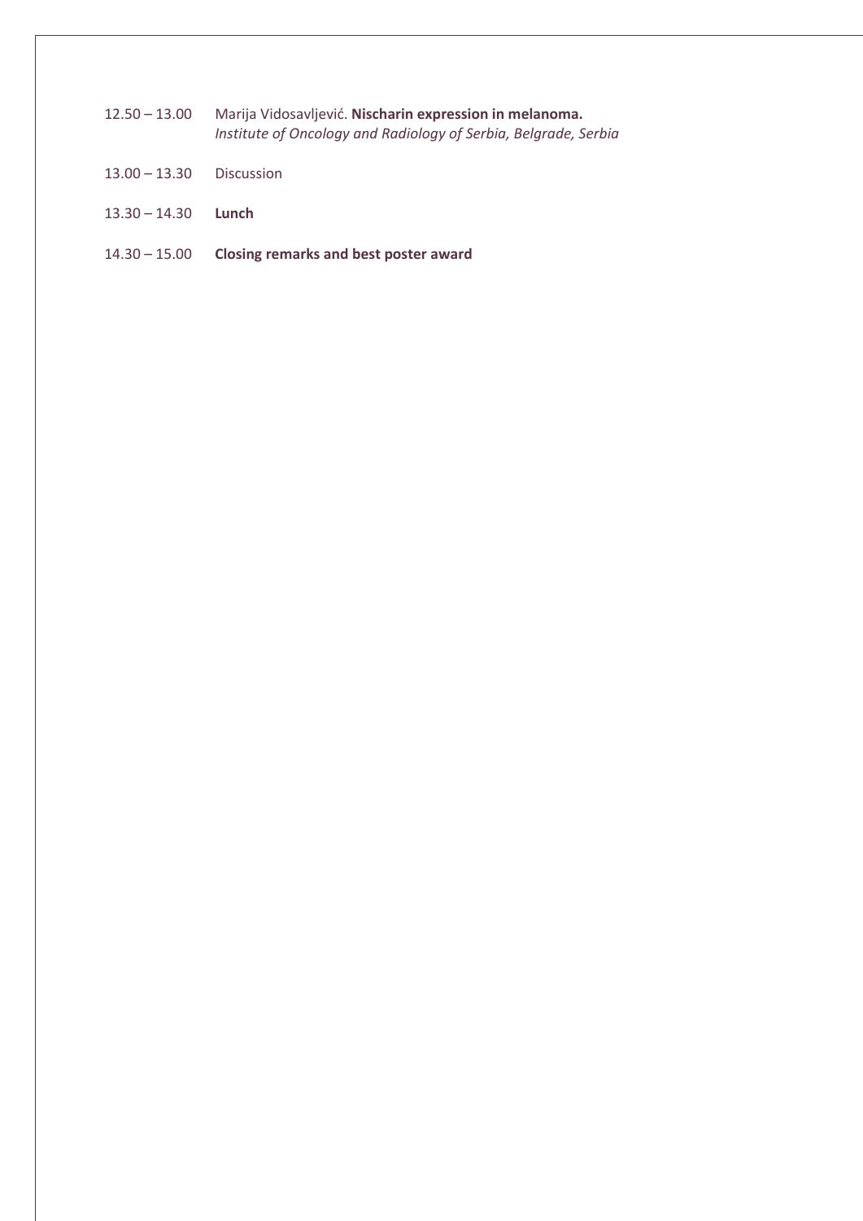12.50 – 13.00 Marija Vidosavljević. **Nischarin expression in melanoma.**
*Institute of Oncology and Radiology of Serbia, Belgrade, Serbia*

13.00 – 13.30 Discussion

13.30 – 14.30 **Lunch**

14.30 – 15.00 **Closing remarks and best poster award**